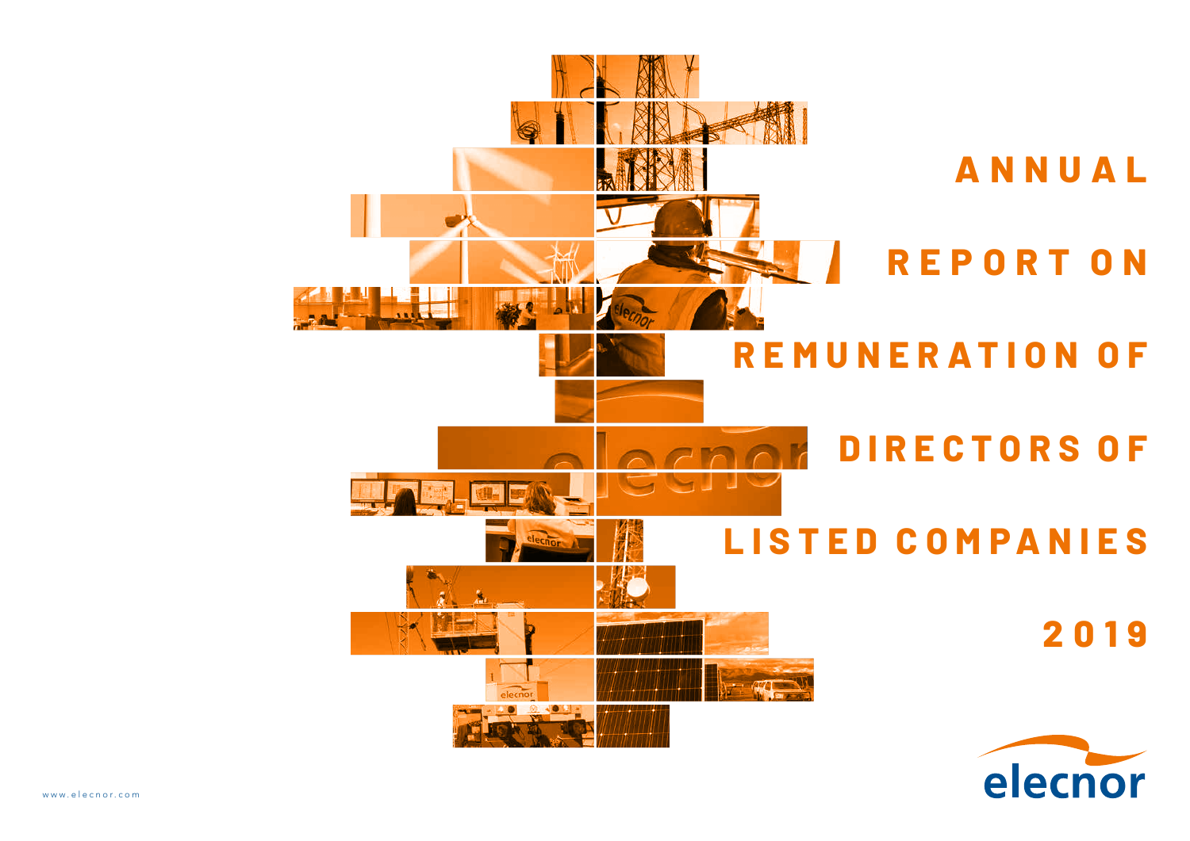# ANNUAL REPORT ON REMUNERATION OF DIRECTORS OF LISTED COMPANIES 2019

elecnor

www.elecnor.com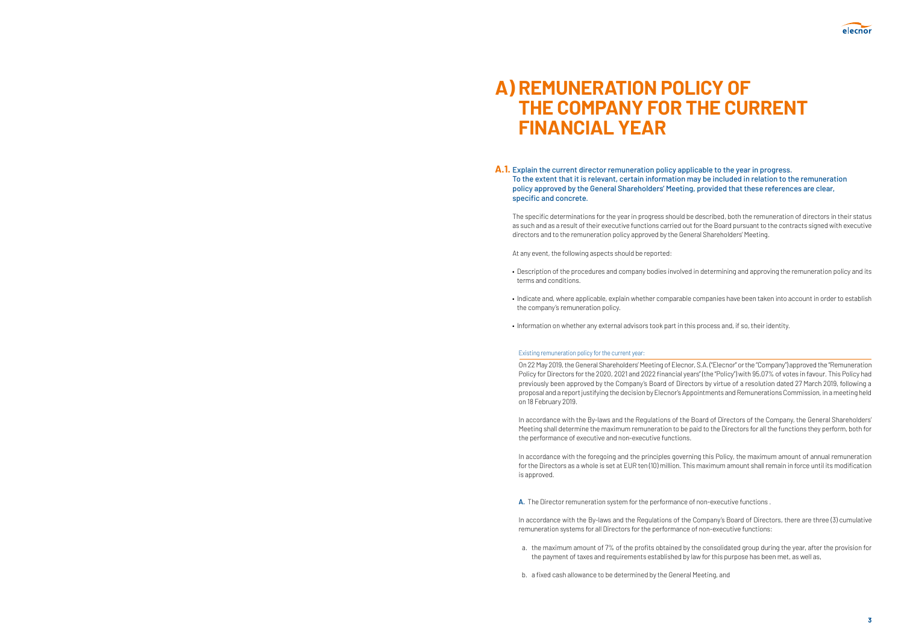# A) REMUNERATION POLICY OF THE COMPANY FOR THE CURRENT FINANCIAL YEAR

## A.1. Explain the current director remuneration policy applicable to the year in progress. To the extent that it is relevant, certain information may be included in relation to the remuneration policy approved by the General Shareholders' Meeting, provided that these references are clear, specific and concrete.

The specific determinations for the year in progress should be described, both the remuneration of directors in their status as such and as a result of their executive functions carried out for the Board pursuant to the contracts signed with executive directors and to the remuneration policy approved by the General Shareholders' Meeting.

At any event, the following aspects should be reported:

- Description of the procedures and company bodies involved in determining and approving the remuneration policy and its terms and conditions.
- Indicate and, where applicable, explain whether comparable companies have been taken into account in order to establish the company's remuneration policy.
- Information on whether any external advisors took part in this process and, if so, their identity.

Existing remuneration policy for the current year:

On 22 May 2019, the General Shareholders' Meeting of Elecnor, S.A. ("Elecnor" or the "Company") approved the "Remuneration Policy for Directors for the 2020, 2021 and 2022 financial years" (the "Policy") with 95.07% of votes in favour. This Policy had previously been approved by the Company's Board of Directors by virtue of a resolution dated 27 March 2019, following a proposal and a report justifying the decision by Elecnor's Appointments and Remunerations Commission, in a meeting held on 18 February 2019.

In accordance with the By-laws and the Regulations of the Board of Directors of the Company, the General Shareholders' Meeting shall determine the maximum remuneration to be paid to the Directors for all the functions they perform, both for the performance of executive and non-executive functions.

In accordance with the foregoing and the principles governing this Policy, the maximum amount of annual remuneration for the Directors as a whole is set at EUR ten (10) million. This maximum amount shall remain in force until its modification is approved.

**A.** The Director remuneration system for the performance of non-executive functions .

In accordance with the By-laws and the Regulations of the Company's Board of Directors, there are three (3) cumulative remuneration systems for all Directors for the performance of non-executive functions:

a. the maximum amount of 7% of the profits obtained by the consolidated group during the year, after the provision for the payment of taxes and requirements established by law for this purpose has been met, as well as,

b. a fixed cash allowance to be determined by the General Meeting, and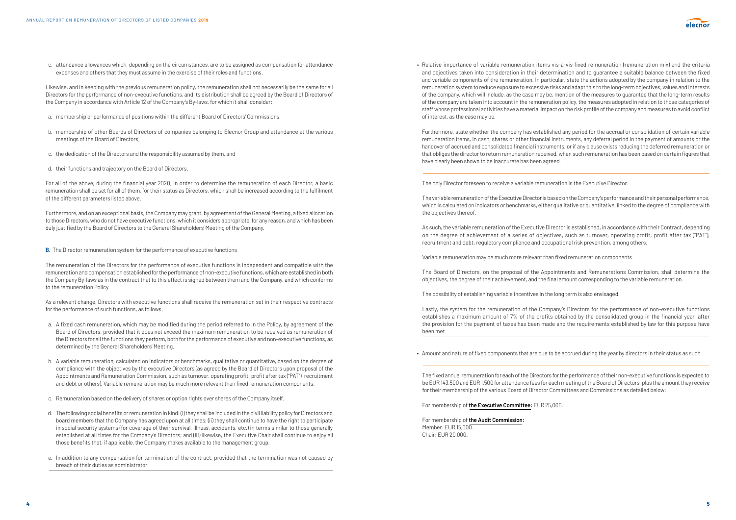c. attendance allowances which, depending on the circumstances, are to be assigned as compensation for attendance expenses and others that they must assume in the exercise of their roles and functions.

Likewise, and in keeping with the previous remuneration policy, the remuneration shall not necessarily be the same for all Directors for the performance of non-executive functions, and its distribution shall be agreed by the Board of Directors of the Company in accordance with Article 12 of the Company's By-laws, for which it shall consider:

a. membership or performance of positions within the different Board of Directors' Commissions,

b. membership of other Boards of Directors of companies belonging to Elecnor Group and attendance at the various meetings of the Board of Directors,

c. the dedication of the Directors and the responsibility assumed by them, and

d. their functions and trajectory on the Board of Directors.

For all of the above, during the financial year 2020, in order to determine the remuneration of each Director, a basic remuneration shall be set for all of them, for their status as Directors, which shall be increased according to the fulfilment of the different parameters listed above.

Furthermore, and on an exceptional basis, the Company may grant, by agreement of the General Meeting, a fixed allocation to those Directors, who do not have executive functions, which it considers appropriate, for any reason, and which has been duly justified by the Board of Directors to the General Shareholders' Meeting of the Company.

**B.** The Director remuneration system for the performance of executive functions

The remuneration of the Directors for the performance of executive functions is independent and compatible with the remuneration and compensation established for the performance of non-executive functions, which are established in both the Company By-laws as in the contract that to this effect is signed between them and the Company, and which conforms to the remuneration Policy.

As a relevant change, Directors with executive functions shall receive the remuneration set in their respective contracts for the performance of such functions, as follows:

a. A fixed cash remuneration, which may be modified during the period referred to in the Policy, by agreement of the Board of Directors, provided that it does not exceed the maximum remuneration to be received as remuneration of the Directors for all the functions they perform, both for the performance of executive and non-executive functions, as determined by the General Shareholders' Meeting.

b. A variable remuneration, calculated on indicators or benchmarks, qualitative or quantitative, based on the degree of compliance with the objectives by the executive Directors (as agreed by the Board of Directors upon proposal of the Appointments and Remuneration Commission, such as turnover, operating profit, profit after tax ("PAT"), recruitment and debt or others). Variable remuneration may be much more relevant than fixed remuneration components.

c. Remuneration based on the delivery of shares or option rights over shares of the Company itself.

d. The following social benefits or remuneration in kind: (i) they shall be included in the civil liability policy for Directors and board members that the Company has agreed upon at all times; (ii) they shall continue to have the right to participate in social security systems (for coverage of their survival, illness, accidents, etc.) in terms similar to those generally established at all times for the Company's Directors; and (iii) likewise, the Executive Chair shall continue to enjoy all those benefits that, if applicable, the Company makes available to the management group.

e. In addition to any compensation for termination of the contract, provided that the termination was not caused by breach of their duties as administrator.

- Relative importance of variable remuneration items vis-à-vis fixed remuneration (remuneration mix) and the criteria and objectives taken into consideration in their determination and to guarantee a suitable balance between the fixed and variable components of the remuneration. In particular, state the actions adopted by the company in relation to the remuneration system to reduce exposure to excessive risks and adapt this to the long-term objectives, values and interests of the company, which will include, as the case may be, mention of the measures to guarantee that the long-term results of the company are taken into account in the remuneration policy, the measures adopted in relation to those categories of staff whose professional activities have a material impact on the risk profile of the company and measures to avoid conflict of interest, as the case may be.

  Furthermore, state whether the company has established any period for the accrual or consolidation of certain variable remuneration items, in cash, shares or other financial instruments, any deferral period in the payment of amounts or the handover of accrued and consolidated financial instruments, or if any clause exists reducing the deferred remuneration or that obliges the director to return remuneration received, when such remuneration has been based on certain figures that have clearly been shown to be inaccurate has been agreed.

The only Director foreseen to receive a variable remuneration is the Executive Director.

The variable remuneration of the Executive Director is based on the Company's performance and their personal performance, which is calculated on indicators or benchmarks, either qualitative or quantitative, linked to the degree of compliance with the objectives thereof.

As such, the variable remuneration of the Executive Director is established, in accordance with their Contract, depending on the degree of achievement of a series of objectives, such as turnover, operating profit, profit after tax ("PAT"), recruitment and debt, regulatory compliance and occupational risk prevention, among others.

Variable remuneration may be much more relevant than fixed remuneration components.

The Board of Directors, on the proposal of the Appointments and Remunerations Commission, shall determine the objectives, the degree of their achievement, and the final amount corresponding to the variable remuneration.

The possibility of establishing variable incentives in the long term is also envisaged.

Lastly, the system for the remuneration of the Company's Directors for the performance of non-executive functions establishes a maximum amount of 7% of the profits obtained by the consolidated group in the financial year, after the provision for the payment of taxes has been made and the requirements established by law for this purpose have been met.

- Amount and nature of fixed components that are due to be accrued during the year by directors in their status as such.

The fixed annual remuneration for each of the Directors for the performance of their non-executive functions is expected to be EUR 143,500 and EUR 1,500 for attendance fees for each meeting of the Board of Directors, plus the amount they receive for their membership of the various Board of Director Committees and Commissions as detailed below:

For membership of **the Executive Committee:** EUR 25,000.

For membership of **the Audit Commission:**
Member: EUR 15,000.
Chair: EUR 20,000.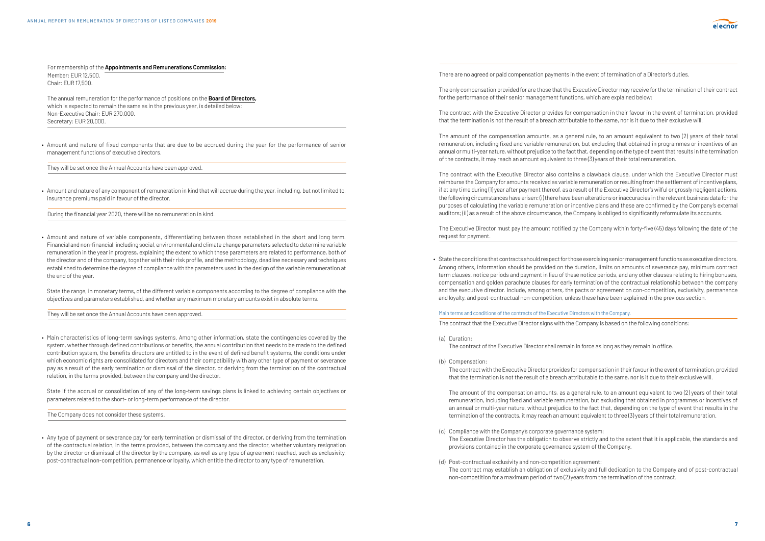For membership of the **Appointments and Remunerations Commission:**
Member: EUR 12,500.
Chair: EUR 17,500.

The annual remuneration for the performance of positions on the **Board of Directors,** which is expected to remain the same as in the previous year, is detailed below:
Non-Executive Chair: EUR 270,000.
Secretary: EUR 20,000.

- Amount and nature of fixed components that are due to be accrued during the year for the performance of senior management functions of executive directors.

They will be set once the Annual Accounts have been approved.

- Amount and nature of any component of remuneration in kind that will accrue during the year, including, but not limited to, insurance premiums paid in favour of the director.

During the financial year 2020, there will be no remuneration in kind.

- Amount and nature of variable components, differentiating between those established in the short and long term. Financial and non-financial, including social, environmental and climate change parameters selected to determine variable remuneration in the year in progress, explaining the extent to which these parameters are related to performance, both of the director and of the company, together with their risk profile, and the methodology, deadline necessary and techniques established to determine the degree of compliance with the parameters used in the design of the variable remuneration at the end of the year.

  State the range, in monetary terms, of the different variable components according to the degree of compliance with the objectives and parameters established, and whether any maximum monetary amounts exist in absolute terms.

They will be set once the Annual Accounts have been approved.

- Main characteristics of long-term savings systems. Among other information, state the contingencies covered by the system, whether through defined contributions or benefits, the annual contribution that needs to be made to the defined contribution system, the benefits directors are entitled to in the event of defined benefit systems, the conditions under which economic rights are consolidated for directors and their compatibility with any other type of payment or severance pay as a result of the early termination or dismissal of the director, or deriving from the termination of the contractual relation, in the terms provided, between the company and the director.

  State if the accrual or consolidation of any of the long-term savings plans is linked to achieving certain objectives or parameters related to the short- or long-term performance of the director.

The Company does not consider these systems.

- Any type of payment or severance pay for early termination or dismissal of the director, or deriving from the termination of the contractual relation, in the terms provided, between the company and the director, whether voluntary resignation by the director or dismissal of the director by the company, as well as any type of agreement reached, such as exclusivity, post-contractual non-competition, permanence or loyalty, which entitle the director to any type of remuneration.

There are no agreed or paid compensation payments in the event of termination of a Director's duties.

The only compensation provided for are those that the Executive Director may receive for the termination of their contract for the performance of their senior management functions, which are explained below:

The contract with the Executive Director provides for compensation in their favour in the event of termination, provided that the termination is not the result of a breach attributable to the same, nor is it due to their exclusive will.

The amount of the compensation amounts, as a general rule, to an amount equivalent to two (2) years of their total remuneration, including fixed and variable remuneration, but excluding that obtained in programmes or incentives of an annual or multi-year nature, without prejudice to the fact that, depending on the type of event that results in the termination of the contracts, it may reach an amount equivalent to three (3) years of their total remuneration.

The contract with the Executive Director also contains a clawback clause, under which the Executive Director must reimburse the Company for amounts received as variable remuneration or resulting from the settlement of incentive plans, if at any time during (1) year after payment thereof, as a result of the Executive Director's wilful or grossly negligent actions, the following circumstances have arisen: (i) there have been alterations or inaccuracies in the relevant business data for the purposes of calculating the variable remuneration or incentive plans and these are confirmed by the Company's external auditors; (ii) as a result of the above circumstance, the Company is obliged to significantly reformulate its accounts.

The Executive Director must pay the amount notified by the Company within forty-five (45) days following the date of the request for payment.

- State the conditions that contracts should respect for those exercising senior management functions as executive directors. Among others, information should be provided on the duration, limits on amounts of severance pay, minimum contract term clauses, notice periods and payment in lieu of these notice periods, and any other clauses relating to hiring bonuses, compensation and golden parachute clauses for early termination of the contractual relationship between the company and the executive director. Include, among others, the pacts or agreement on con-competition, exclusivity, permanence and loyalty, and post-contractual non-competition, unless these have been explained in the previous section.

Main terms and conditions of the contracts of the Executive Directors with the Company.

The contract that the Executive Director signs with the Company is based on the following conditions:

(a) Duration:
The contract of the Executive Director shall remain in force as long as they remain in office.

(b) Compensation:
The contract with the Executive Director provides for compensation in their favour in the event of termination, provided that the termination is not the result of a breach attributable to the same, nor is it due to their exclusive will.

The amount of the compensation amounts, as a general rule, to an amount equivalent to two (2) years of their total remuneration, including fixed and variable remuneration, but excluding that obtained in programmes or incentives of an annual or multi-year nature, without prejudice to the fact that, depending on the type of event that results in the termination of the contracts, it may reach an amount equivalent to three (3) years of their total remuneration.

(c) Compliance with the Company's corporate governance system:
The Executive Director has the obligation to observe strictly and to the extent that it is applicable, the standards and provisions contained in the corporate governance system of the Company.

(d) Post-contractual exclusivity and non-competition agreement:
The contract may establish an obligation of exclusivity and full dedication to the Company and of post-contractual non-competition for a maximum period of two (2) years from the termination of the contract.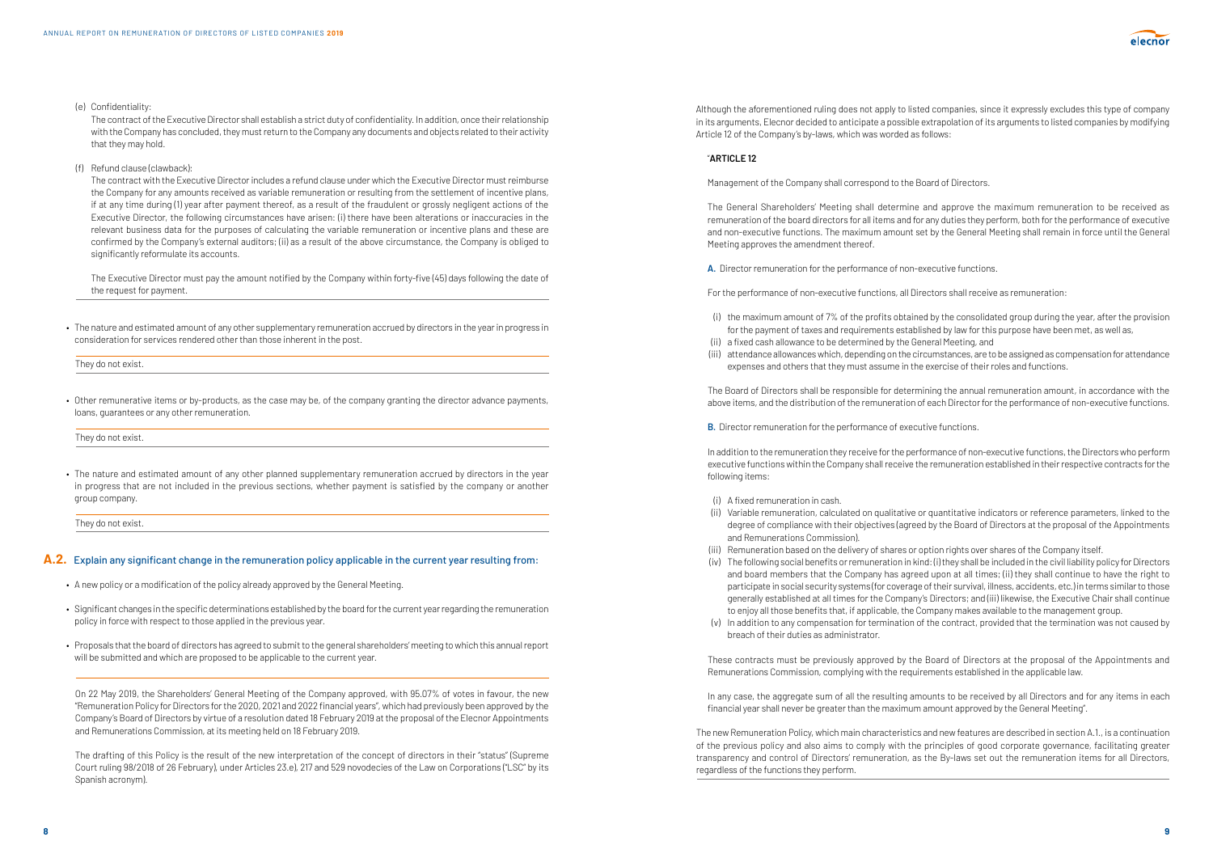(e) Confidentiality:

The contract of the Executive Director shall establish a strict duty of confidentiality. In addition, once their relationship with the Company has concluded, they must return to the Company any documents and objects related to their activity that they may hold.

(f) Refund clause (clawback):

The contract with the Executive Director includes a refund clause under which the Executive Director must reimburse the Company for any amounts received as variable remuneration or resulting from the settlement of incentive plans, if at any time during (1) year after payment thereof, as a result of the fraudulent or grossly negligent actions of the Executive Director, the following circumstances have arisen: (i) there have been alterations or inaccuracies in the relevant business data for the purposes of calculating the variable remuneration or incentive plans and these are confirmed by the Company's external auditors; (ii) as a result of the above circumstance, the Company is obliged to significantly reformulate its accounts.

The Executive Director must pay the amount notified by the Company within forty-five (45) days following the date of the request for payment.

- The nature and estimated amount of any other supplementary remuneration accrued by directors in the year in progress in consideration for services rendered other than those inherent in the post.

They do not exist.

- Other remunerative items or by-products, as the case may be, of the company granting the director advance payments, loans, guarantees or any other remuneration.

They do not exist.

- The nature and estimated amount of any other planned supplementary remuneration accrued by directors in the year in progress that are not included in the previous sections, whether payment is satisfied by the company or another group company.

They do not exist.

## A.2. Explain any significant change in the remuneration policy applicable in the current year resulting from:

- A new policy or a modification of the policy already approved by the General Meeting.
- Significant changes in the specific determinations established by the board for the current year regarding the remuneration policy in force with respect to those applied in the previous year.
- Proposals that the board of directors has agreed to submit to the general shareholders' meeting to which this annual report will be submitted and which are proposed to be applicable to the current year.

On 22 May 2019, the Shareholders' General Meeting of the Company approved, with 95.07% of votes in favour, the new "Remuneration Policy for Directors for the 2020, 2021 and 2022 financial years", which had previously been approved by the Company's Board of Directors by virtue of a resolution dated 18 February 2019 at the proposal of the Elecnor Appointments and Remunerations Commission, at its meeting held on 18 February 2019.

The drafting of this Policy is the result of the new interpretation of the concept of directors in their "status" (Supreme Court ruling 98/2018 of 26 February), under Articles 23.e), 217 and 529 novodecies of the Law on Corporations ("LSC" by its Spanish acronym).

Although the aforementioned ruling does not apply to listed companies, since it expressly excludes this type of company in its arguments, Elecnor decided to anticipate a possible extrapolation of its arguments to listed companies by modifying Article 12 of the Company's by-laws, which was worded as follows:

"**ARTICLE 12**

Management of the Company shall correspond to the Board of Directors.

The General Shareholders' Meeting shall determine and approve the maximum remuneration to be received as remuneration of the board directors for all items and for any duties they perform, both for the performance of executive and non-executive functions. The maximum amount set by the General Meeting shall remain in force until the General Meeting approves the amendment thereof.

**A.** Director remuneration for the performance of non-executive functions.

For the performance of non-executive functions, all Directors shall receive as remuneration:

(i) the maximum amount of 7% of the profits obtained by the consolidated group during the year, after the provision for the payment of taxes and requirements established by law for this purpose have been met, as well as,
(ii) a fixed cash allowance to be determined by the General Meeting, and
(iii) attendance allowances which, depending on the circumstances, are to be assigned as compensation for attendance expenses and others that they must assume in the exercise of their roles and functions.

The Board of Directors shall be responsible for determining the annual remuneration amount, in accordance with the above items, and the distribution of the remuneration of each Director for the performance of non-executive functions.

**B.** Director remuneration for the performance of executive functions.

In addition to the remuneration they receive for the performance of non-executive functions, the Directors who perform executive functions within the Company shall receive the remuneration established in their respective contracts for the following items:

(i) A fixed remuneration in cash.
(ii) Variable remuneration, calculated on qualitative or quantitative indicators or reference parameters, linked to the degree of compliance with their objectives (agreed by the Board of Directors at the proposal of the Appointments and Remunerations Commission).
(iii) Remuneration based on the delivery of shares or option rights over shares of the Company itself.
(iv) The following social benefits or remuneration in kind: (i) they shall be included in the civil liability policy for Directors and board members that the Company has agreed upon at all times; (ii) they shall continue to have the right to participate in social security systems (for coverage of their survival, illness, accidents, etc.) in terms similar to those generally established at all times for the Company's Directors; and (iii) likewise, the Executive Chair shall continue to enjoy all those benefits that, if applicable, the Company makes available to the management group.
(v) In addition to any compensation for termination of the contract, provided that the termination was not caused by breach of their duties as administrator.

These contracts must be previously approved by the Board of Directors at the proposal of the Appointments and Remunerations Commission, complying with the requirements established in the applicable law.

In any case, the aggregate sum of all the resulting amounts to be received by all Directors and for any items in each financial year shall never be greater than the maximum amount approved by the General Meeting".

The new Remuneration Policy, which main characteristics and new features are described in section A.1., is a continuation of the previous policy and also aims to comply with the principles of good corporate governance, facilitating greater transparency and control of Directors' remuneration, as the By-laws set out the remuneration items for all Directors, regardless of the functions they perform.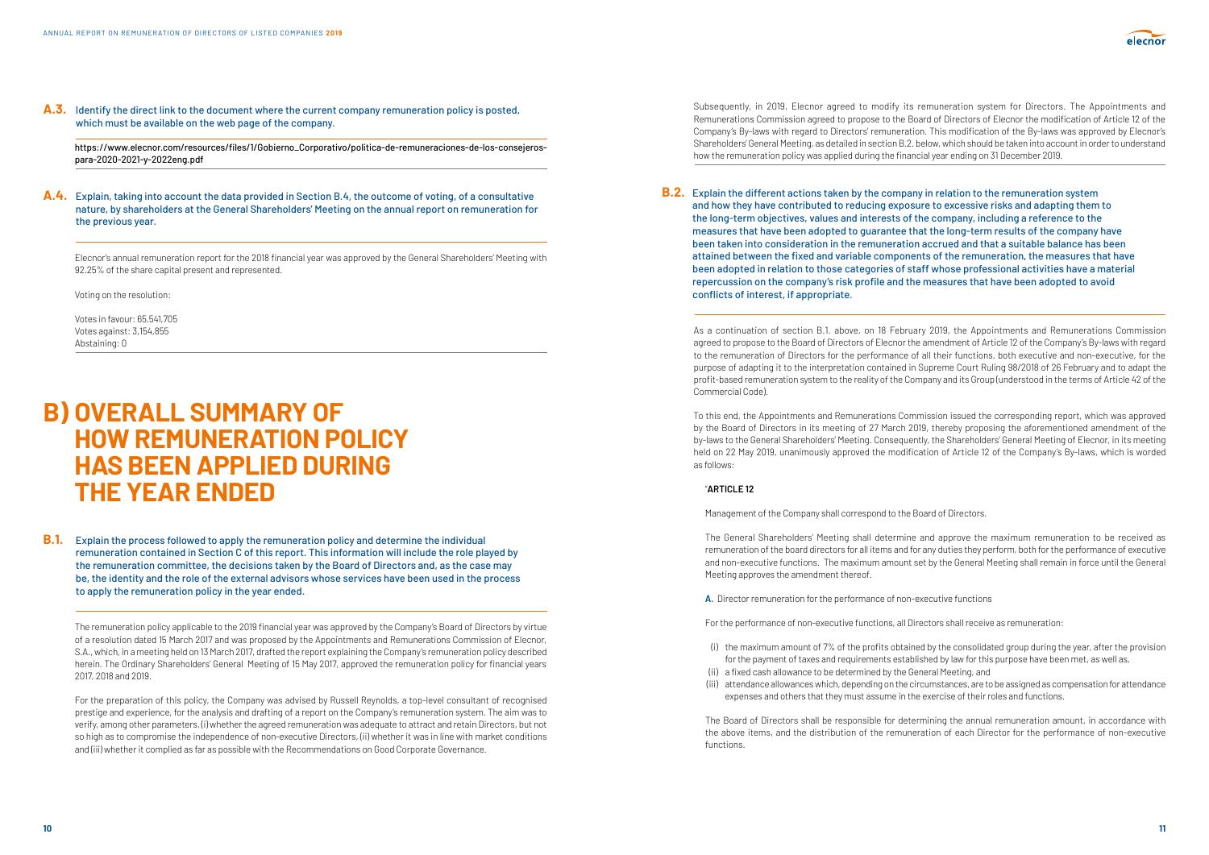**A.3.** Identify the direct link to the document where the current company remuneration policy is posted, which must be available on the web page of the company.

https://www.elecnor.com/resources/files/1/Gobierno_Corporativo/politica-de-remuneraciones-de-los-consejeros-para-2020-2021-y-2022eng.pdf

**A.4.** Explain, taking into account the data provided in Section B.4, the outcome of voting, of a consultative nature, by shareholders at the General Shareholders' Meeting on the annual report on remuneration for the previous year.

Elecnor's annual remuneration report for the 2018 financial year was approved by the General Shareholders' Meeting with 92.25% of the share capital present and represented.

Voting on the resolution:

Votes in favour: 65,541,705
Votes against: 3,154,855
Abstaining: 0

# B) OVERALL SUMMARY OF HOW REMUNERATION POLICY HAS BEEN APPLIED DURING THE YEAR ENDED

**B.1.** Explain the process followed to apply the remuneration policy and determine the individual remuneration contained in Section C of this report. This information will include the role played by the remuneration committee, the decisions taken by the Board of Directors and, as the case may be, the identity and the role of the external advisors whose services have been used in the process to apply the remuneration policy in the year ended.

The remuneration policy applicable to the 2019 financial year was approved by the Company's Board of Directors by virtue of a resolution dated 15 March 2017 and was proposed by the Appointments and Remunerations Commission of Elecnor, S.A., which, in a meeting held on 13 March 2017, drafted the report explaining the Company's remuneration policy described herein. The Ordinary Shareholders' General Meeting of 15 May 2017, approved the remuneration policy for financial years 2017, 2018 and 2019.

For the preparation of this policy, the Company was advised by Russell Reynolds, a top-level consultant of recognised prestige and experience, for the analysis and drafting of a report on the Company's remuneration system. The aim was to verify, among other parameters, (i) whether the agreed remuneration was adequate to attract and retain Directors, but not so high as to compromise the independence of non-executive Directors, (ii) whether it was in line with market conditions and (iii) whether it complied as far as possible with the Recommendations on Good Corporate Governance.

Subsequently, in 2019, Elecnor agreed to modify its remuneration system for Directors. The Appointments and Remunerations Commission agreed to propose to the Board of Directors of Elecnor the modification of Article 12 of the Company's By-laws with regard to Directors' remuneration. This modification of the By-laws was approved by Elecnor's Shareholders' General Meeting, as detailed in section B.2. below, which should be taken into account in order to understand how the remuneration policy was applied during the financial year ending on 31 December 2019.

**B.2.** Explain the different actions taken by the company in relation to the remuneration system and how they have contributed to reducing exposure to excessive risks and adapting them to the long-term objectives, values and interests of the company, including a reference to the measures that have been adopted to guarantee that the long-term results of the company have been taken into consideration in the remuneration accrued and that a suitable balance has been attained between the fixed and variable components of the remuneration, the measures that have been adopted in relation to those categories of staff whose professional activities have a material repercussion on the company's risk profile and the measures that have been adopted to avoid conflicts of interest, if appropriate.

As a continuation of section B.1. above, on 18 February 2019, the Appointments and Remunerations Commission agreed to propose to the Board of Directors of Elecnor the amendment of Article 12 of the Company's By-laws with regard to the remuneration of Directors for the performance of all their functions, both executive and non-executive, for the purpose of adapting it to the interpretation contained in Supreme Court Ruling 98/2018 of 26 February and to adapt the profit-based remuneration system to the reality of the Company and its Group (understood in the terms of Article 42 of the Commercial Code).

To this end, the Appointments and Remunerations Commission issued the corresponding report, which was approved by the Board of Directors in its meeting of 27 March 2019, thereby proposing the aforementioned amendment of the by-laws to the General Shareholders' Meeting. Consequently, the Shareholders' General Meeting of Elecnor, in its meeting held on 22 May 2019, unanimously approved the modification of Article 12 of the Company's By-laws, which is worded as follows:

"**ARTICLE 12**

Management of the Company shall correspond to the Board of Directors.

The General Shareholders' Meeting shall determine and approve the maximum remuneration to be received as remuneration of the board directors for all items and for any duties they perform, both for the performance of executive and non-executive functions. The maximum amount set by the General Meeting shall remain in force until the General Meeting approves the amendment thereof.

**A.** Director remuneration for the performance of non-executive functions

For the performance of non-executive functions, all Directors shall receive as remuneration:

(i) the maximum amount of 7% of the profits obtained by the consolidated group during the year, after the provision for the payment of taxes and requirements established by law for this purpose have been met, as well as,
(ii) a fixed cash allowance to be determined by the General Meeting, and
(iii) attendance allowances which, depending on the circumstances, are to be assigned as compensation for attendance expenses and others that they must assume in the exercise of their roles and functions.

The Board of Directors shall be responsible for determining the annual remuneration amount, in accordance with the above items, and the distribution of the remuneration of each Director for the performance of non-executive functions.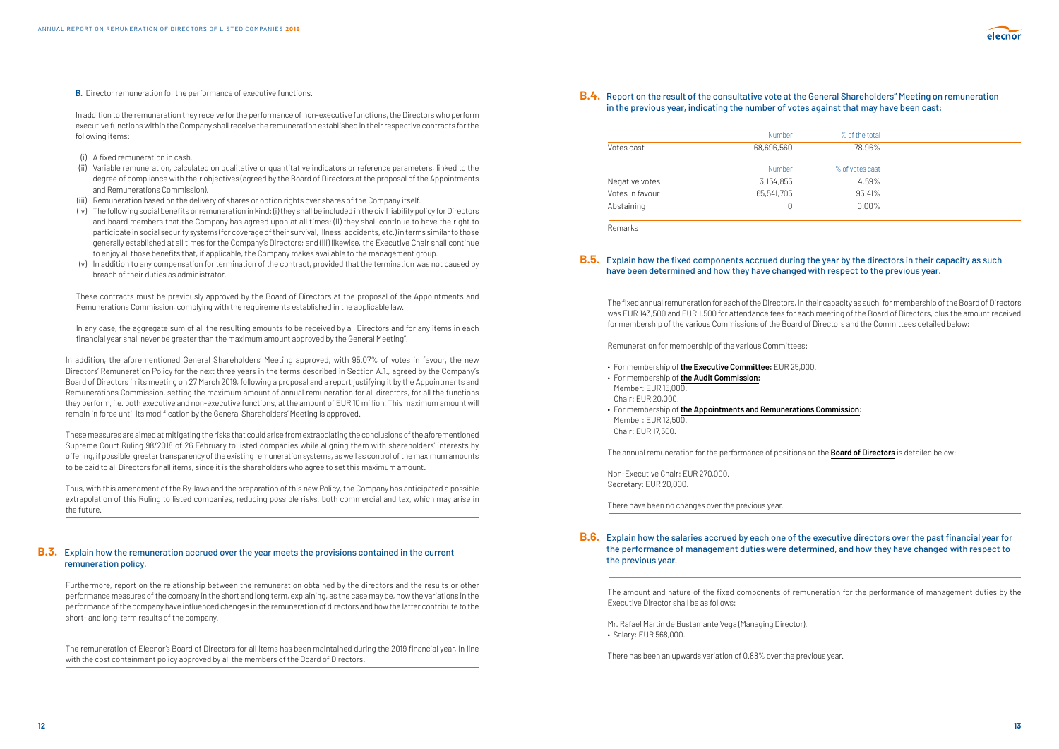B. Director remuneration for the performance of executive functions.

In addition to the remuneration they receive for the performance of non-executive functions, the Directors who perform executive functions within the Company shall receive the remuneration established in their respective contracts for the following items:

- (i) A fixed remuneration in cash.
- (ii) Variable remuneration, calculated on qualitative or quantitative indicators or reference parameters, linked to the degree of compliance with their objectives (agreed by the Board of Directors at the proposal of the Appointments and Remunerations Commission).
- (iii) Remuneration based on the delivery of shares or option rights over shares of the Company itself.
- (iv) The following social benefits or remuneration in kind: (i) they shall be included in the civil liability policy for Directors and board members that the Company has agreed upon at all times; (ii) they shall continue to have the right to participate in social security systems (for coverage of their survival, illness, accidents, etc.) in terms similar to those generally established at all times for the Company's Directors; and (iii) likewise, the Executive Chair shall continue to enjoy all those benefits that, if applicable, the Company makes available to the management group.
- (v) In addition to any compensation for termination of the contract, provided that the termination was not caused by breach of their duties as administrator.

These contracts must be previously approved by the Board of Directors at the proposal of the Appointments and Remunerations Commission, complying with the requirements established in the applicable law.

In any case, the aggregate sum of all the resulting amounts to be received by all Directors and for any items in each financial year shall never be greater than the maximum amount approved by the General Meeting".

In addition, the aforementioned General Shareholders' Meeting approved, with 95.07% of votes in favour, the new Directors' Remuneration Policy for the next three years in the terms described in Section A.1., agreed by the Company's Board of Directors in its meeting on 27 March 2019, following a proposal and a report justifying it by the Appointments and Remunerations Commission, setting the maximum amount of annual remuneration for all directors, for all the functions they perform, i.e. both executive and non-executive functions, at the amount of EUR 10 million. This maximum amount will remain in force until its modification by the General Shareholders' Meeting is approved.

These measures are aimed at mitigating the risks that could arise from extrapolating the conclusions of the aforementioned Supreme Court Ruling 98/2018 of 26 February to listed companies while aligning them with shareholders' interests by offering, if possible, greater transparency of the existing remuneration systems, as well as control of the maximum amounts to be paid to all Directors for all items, since it is the shareholders who agree to set this maximum amount.

Thus, with this amendment of the By-laws and the preparation of this new Policy, the Company has anticipated a possible extrapolation of this Ruling to listed companies, reducing possible risks, both commercial and tax, which may arise in the future.

## B.3. Explain how the remuneration accrued over the year meets the provisions contained in the current remuneration policy.

Furthermore, report on the relationship between the remuneration obtained by the directors and the results or other performance measures of the company in the short and long term, explaining, as the case may be, how the variations in the performance of the company have influenced changes in the remuneration of directors and how the latter contribute to the short- and long-term results of the company.

The remuneration of Elecnor's Board of Directors for all items has been maintained during the 2019 financial year, in line with the cost containment policy approved by all the members of the Board of Directors.

## B.4. Report on the result of the consultative vote at the General Shareholders" Meeting on remuneration in the previous year, indicating the number of votes against that may have been cast:

| | Number | % of the total |
|---|---|---|
| Votes cast | 68,696,560 | 78.96% |

| | Number | % of votes cast |
|---|---|---|
| Negative votes | 3,154,855 | 4.59% |
| Votes in favour | 65,541,705 | 95.41% |
| Abstaining | 0 | 0.00% |

Remarks

## B.5. Explain how the fixed components accrued during the year by the directors in their capacity as such have been determined and how they have changed with respect to the previous year.

The fixed annual remuneration for each of the Directors, in their capacity as such, for membership of the Board of Directors was EUR 143,500 and EUR 1,500 for attendance fees for each meeting of the Board of Directors, plus the amount received for membership of the various Commissions of the Board of Directors and the Committees detailed below:

Remuneration for membership of the various Committees:

- For membership of **the Executive Committee:** EUR 25,000.
- For membership of **the Audit Commission:**
  Member: EUR 15,000.
  Chair: EUR 20,000.
- For membership of **the Appointments and Remunerations Commission:**
  Member: EUR 12,500.
  Chair: EUR 17,500.

The annual remuneration for the performance of positions on the **Board of Directors** is detailed below:

Non-Executive Chair: EUR 270,000.
Secretary: EUR 20,000.

There have been no changes over the previous year.

## B.6. Explain how the salaries accrued by each one of the executive directors over the past financial year for the performance of management duties were determined, and how they have changed with respect to the previous year.

The amount and nature of the fixed components of remuneration for the performance of management duties by the Executive Director shall be as follows:

Mr. Rafael Martin de Bustamante Vega (Managing Director).
- Salary: EUR 568,000.

There has been an upwards variation of 0.88% over the previous year.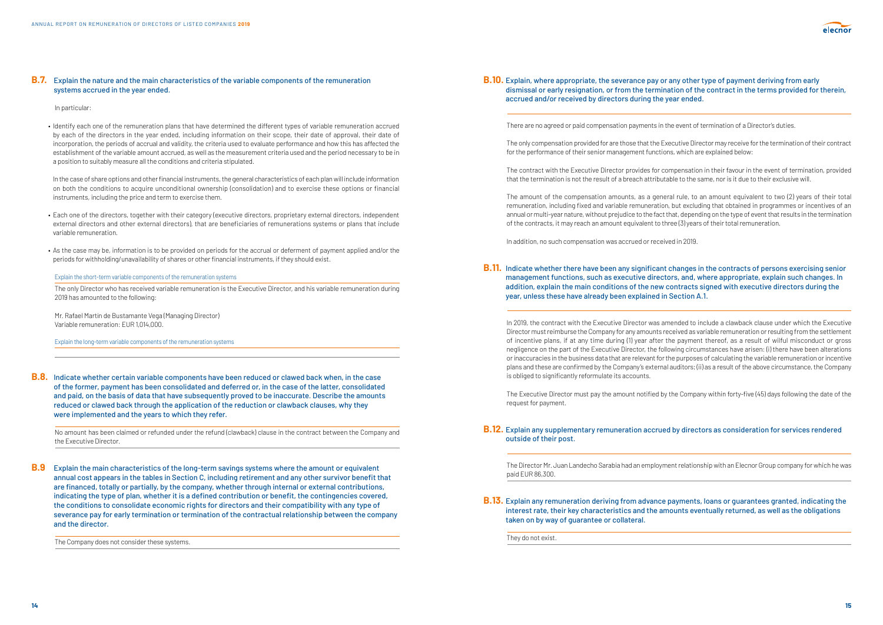## B.7. Explain the nature and the main characteristics of the variable components of the remuneration systems accrued in the year ended.

In particular:

- Identify each one of the remuneration plans that have determined the different types of variable remuneration accrued by each of the directors in the year ended, including information on their scope, their date of approval, their date of incorporation, the periods of accrual and validity, the criteria used to evaluate performance and how this has affected the establishment of the variable amount accrued, as well as the measurement criteria used and the period necessary to be in a position to suitably measure all the conditions and criteria stipulated.

  In the case of share options and other financial instruments, the general characteristics of each plan will include information on both the conditions to acquire unconditional ownership (consolidation) and to exercise these options or financial instruments, including the price and term to exercise them.

- Each one of the directors, together with their category (executive directors, proprietary external directors, independent external directors and other external directors), that are beneficiaries of remunerations systems or plans that include variable remuneration.
- As the case may be, information is to be provided on periods for the accrual or deferment of payment applied and/or the periods for withholding/unavailability of shares or other financial instruments, if they should exist.

Explain the short-term variable components of the remuneration systems

The only Director who has received variable remuneration is the Executive Director, and his variable remuneration during 2019 has amounted to the following:

Mr. Rafael Martín de Bustamante Vega (Managing Director)
Variable remuneration: EUR 1,014,000.

Explain the long-term variable components of the remuneration systems

## B.8. Indicate whether certain variable components have been reduced or clawed back when, in the case of the former, payment has been consolidated and deferred or, in the case of the latter, consolidated and paid, on the basis of data that have subsequently proved to be inaccurate. Describe the amounts reduced or clawed back through the application of the reduction or clawback clauses, why they were implemented and the years to which they refer.

No amount has been claimed or refunded under the refund (clawback) clause in the contract between the Company and the Executive Director.

## B.9 Explain the main characteristics of the long-term savings systems where the amount or equivalent annual cost appears in the tables in Section C, including retirement and any other survivor benefit that are financed, totally or partially, by the company, whether through internal or external contributions, indicating the type of plan, whether it is a defined contribution or benefit, the contingencies covered, the conditions to consolidate economic rights for directors and their compatibility with any type of severance pay for early termination or termination of the contractual relationship between the company and the director.

The Company does not consider these systems.

## B.10. Explain, where appropriate, the severance pay or any other type of payment deriving from early dismissal or early resignation, or from the termination of the contract in the terms provided for therein, accrued and/or received by directors during the year ended.

There are no agreed or paid compensation payments in the event of termination of a Director's duties.

The only compensation provided for are those that the Executive Director may receive for the termination of their contract for the performance of their senior management functions, which are explained below:

The contract with the Executive Director provides for compensation in their favour in the event of termination, provided that the termination is not the result of a breach attributable to the same, nor is it due to their exclusive will.

The amount of the compensation amounts, as a general rule, to an amount equivalent to two (2) years of their total remuneration, including fixed and variable remuneration, but excluding that obtained in programmes or incentives of an annual or multi-year nature, without prejudice to the fact that, depending on the type of event that results in the termination of the contracts, it may reach an amount equivalent to three (3) years of their total remuneration.

In addition, no such compensation was accrued or received in 2019.

## B.11. Indicate whether there have been any significant changes in the contracts of persons exercising senior management functions, such as executive directors, and, where appropriate, explain such changes. In addition, explain the main conditions of the new contracts signed with executive directors during the year, unless these have already been explained in Section A.1.

In 2019, the contract with the Executive Director was amended to include a clawback clause under which the Executive Director must reimburse the Company for any amounts received as variable remuneration or resulting from the settlement of incentive plans, if at any time during (1) year after the payment thereof, as a result of wilful misconduct or gross negligence on the part of the Executive Director, the following circumstances have arisen: (i) there have been alterations or inaccuracies in the business data that are relevant for the purposes of calculating the variable remuneration or incentive plans and these are confirmed by the Company's external auditors; (ii) as a result of the above circumstance, the Company is obliged to significantly reformulate its accounts.

The Executive Director must pay the amount notified by the Company within forty-five (45) days following the date of the request for payment.

## B.12. Explain any supplementary remuneration accrued by directors as consideration for services rendered outside of their post.

The Director Mr. Juan Landecho Sarabia had an employment relationship with an Elecnor Group company for which he was paid EUR 86,300.

## B.13. Explain any remuneration deriving from advance payments, loans or guarantees granted, indicating the interest rate, their key characteristics and the amounts eventually returned, as well as the obligations taken on by way of guarantee or collateral.

They do not exist.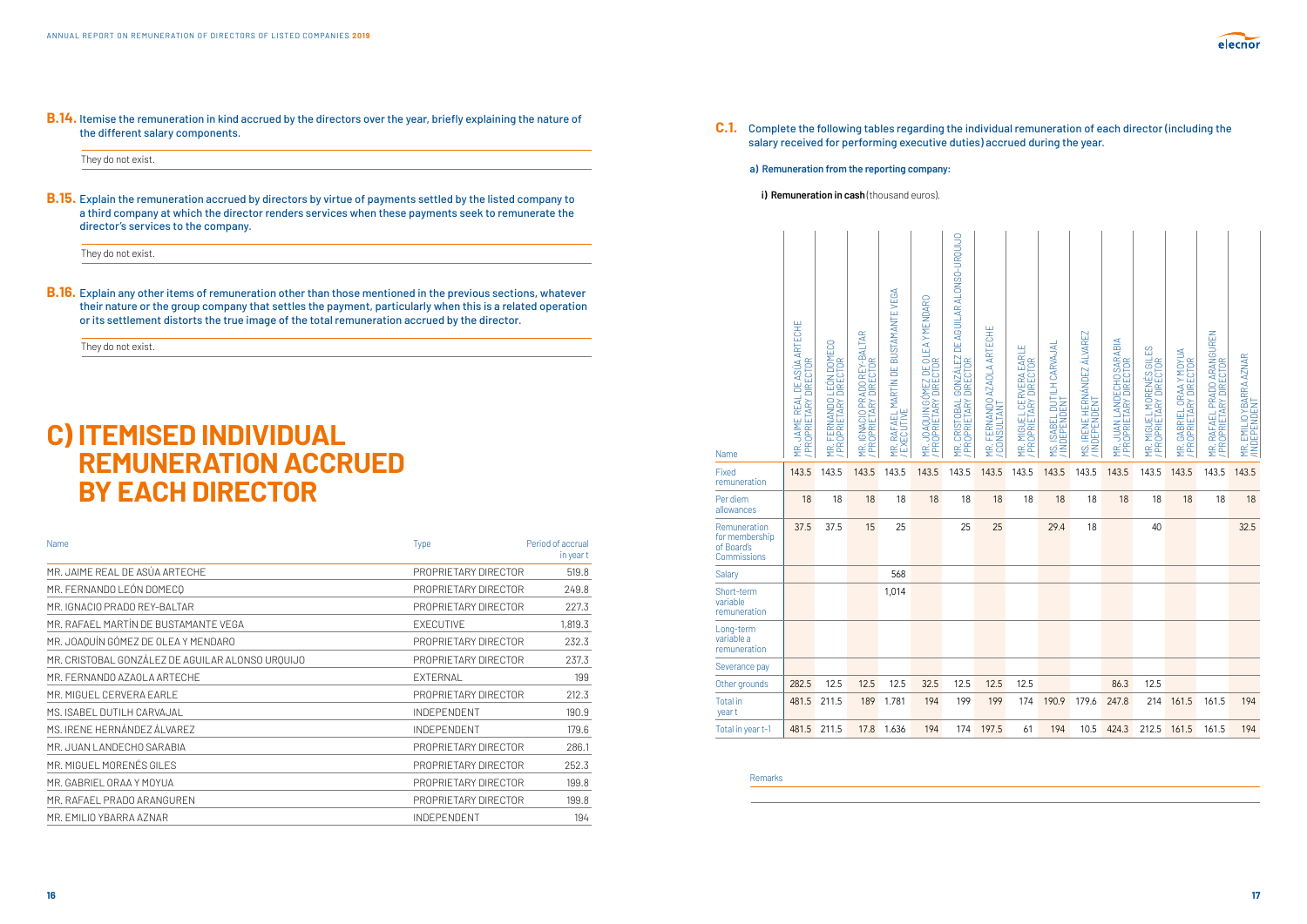**B.14.** Itemise the remuneration in kind accrued by the directors over the year, briefly explaining the nature of the different salary components.

They do not exist.

**B.15.** Explain the remuneration accrued by directors by virtue of payments settled by the listed company to a third company at which the director renders services when these payments seek to remunerate the director's services to the company.

They do not exist.

**B.16.** Explain any other items of remuneration other than those mentioned in the previous sections, whatever their nature or the group company that settles the payment, particularly when this is a related operation or its settlement distorts the true image of the total remuneration accrued by the director.

They do not exist.

# C) ITEMISED INDIVIDUAL REMUNERATION ACCRUED BY EACH DIRECTOR

| Name | Type | Period of accrual in year t |
|---|---|---|
| MR. JAIME REAL DE ASÚA ARTECHE | PROPRIETARY DIRECTOR | 519.8 |
| MR. FERNANDO LEÓN DOMECQ | PROPRIETARY DIRECTOR | 249.8 |
| MR. IGNACIO PRADO REY-BALTAR | PROPRIETARY DIRECTOR | 227.3 |
| MR. RAFAEL MARTÍN DE BUSTAMANTE VEGA | EXECUTIVE | 1,819.3 |
| MR. JOAQUÍN GÓMEZ DE OLEA Y MENDARO | PROPRIETARY DIRECTOR | 232.3 |
| MR. CRISTOBAL GONZÁLEZ DE AGUILAR ALONSO URQUIJO | PROPRIETARY DIRECTOR | 237.3 |
| MR. FERNANDO AZAOLA ARTECHE | EXTERNAL | 199 |
| MR. MIGUEL CERVERA EARLE | PROPRIETARY DIRECTOR | 212.3 |
| MS. ISABEL DUTILH CARVAJAL | INDEPENDENT | 190.9 |
| MS. IRENE HERNÁNDEZ ÁLVAREZ | INDEPENDENT | 179.6 |
| MR. JUAN LANDECHO SARABIA | PROPRIETARY DIRECTOR | 286.1 |
| MR. MIGUEL MORENÉS GILES | PROPRIETARY DIRECTOR | 252.3 |
| MR. GABRIEL ORAA Y MOYUA | PROPRIETARY DIRECTOR | 199.8 |
| MR. RAFAEL PRADO ARANGUREN | PROPRIETARY DIRECTOR | 199.8 |
| MR. EMILIO YBARRA AZNAR | INDEPENDENT | 194 |

**C.1.** Complete the following tables regarding the individual remuneration of each director (including the salary received for performing executive duties) accrued during the year.

**a) Remuneration from the reporting company:**

**i) Remuneration in cash** (thousand euros).

| Name | MR. JAIME REAL DE ASÚA ARTECHE / PROPRIETARY DIRECTOR | MR. FERNANDO LEÓN DOMECQ / PROPRIETARY DIRECTOR | MR. IGNACIO PRADO REY-BALTAR / PROPRIETARY DIRECTOR | MR. RAFAEL MARTÍN DE BUSTAMANTE VEGA / EXECUTIVE | MR. JOAQUÍN GÓMEZ DE OLEA Y MENDARO / PROPRIETARY DIRECTOR | MR. CRISTOBAL GONZÁLEZ DE AGUILAR ALONSO-URQUIJO / PROPRIETARY DIRECTOR | MR. FERNANDO AZAOLA ARTECHE / CONSULTANT | MR. MIGUEL CERVERA EARLE / PROPRIETARY DIRECTOR | MS. ISABEL DUTILH CARVAJAL / INDEPENDENT | MS. IRENE HERNÁNDEZ ÁLVAREZ / INDEPENDENT | MR. JUAN LANDECHO SARABIA / PROPRIETARY DIRECTOR | MR. MIGUEL MORENÉS GILES / PROPRIETARY DIRECTOR | MR. GABRIEL ORAA Y MOYUA / PROPRIETARY DIRECTOR | MR. RAFAEL PRADO ARANGUREN / PROPRIETARY DIRECTOR | MR. EMILIO YBARRA AZNAR / INDEPENDENT |
|---|---|---|---|---|---|---|---|---|---|---|---|---|---|---|---|
| Fixed remuneration | 143.5 | 143.5 | 143.5 | 143.5 | 143.5 | 143.5 | 143.5 | 143.5 | 143.5 | 143.5 | 143.5 | 143.5 | 143.5 | 143.5 | 143.5 |
| Per diem allowances | 18 | 18 | 18 | 18 | 18 | 18 | 18 | 18 | 18 | 18 | 18 | 18 | 18 | 18 | 18 |
| Remuneration for membership of Board's Commissions | 37.5 | 37.5 | 15 | 25 | | 25 | 25 | | 29.4 | 18 | | 40 | | | 32.5 |
| Salary | | | | 568 | | | | | | | | | | | |
| Short-term variable remuneration | | | | 1,014 | | | | | | | | | | | |
| Long-term variable a remuneration | | | | | | | | | | | | | | | |
| Severance pay | | | | | | | | | | | | | | | |
| Other grounds | 282.5 | 12.5 | 12.5 | 12.5 | 32.5 | 12.5 | 12.5 | 12.5 | | | 86.3 | 12.5 | | | |
| Total in year t | 481.5 | 211.5 | 189 | 1.781 | 194 | 199 | 199 | 174 | 190.9 | 179.6 | 247.8 | 214 | 161.5 | 161.5 | 194 |
| Total in year t-1 | 481.5 | 211.5 | 17.8 | 1.636 | 194 | 174 | 197.5 | 61 | 194 | 10.5 | 424.3 | 212.5 | 161.5 | 161.5 | 194 |

Remarks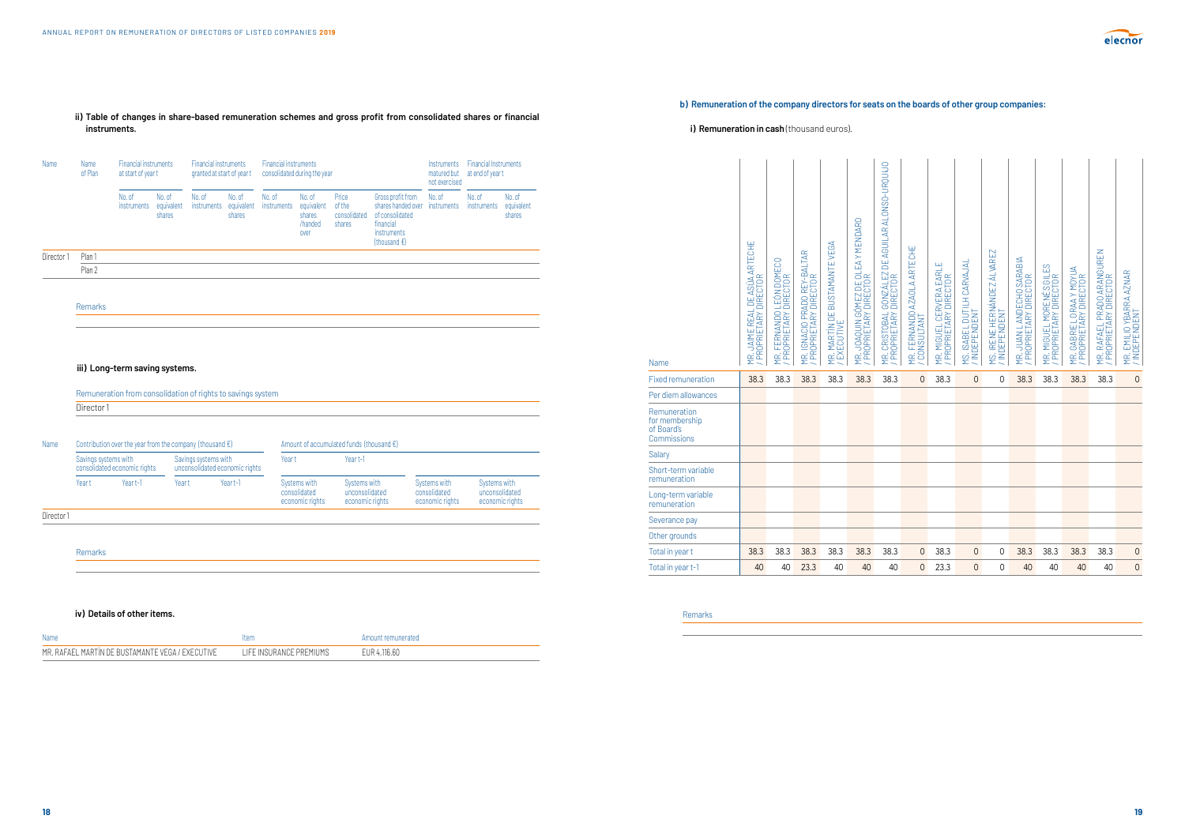**ii) Table of changes in share-based remuneration schemes and gross profit from consolidated shares or financial instruments.**

| Name | Name of Plan | Financial instruments at start of year t | | Financial instruments granted at start of year t | | Financial instruments consolidated during the year | | | | Instruments matured but not exercised | Financial Instruments at end of year t | |
|---|---|---|---|---|---|---|---|---|---|---|---|---|
| | | No. of instruments | No. of equivalent shares | No. of instruments | No. of equivalent shares | No. of instruments | No. of equivalent shares /handed over | Price of the consolidated shares | Gross profit from shares handed over of consolidated financial instruments (thousand €) | No. of instruments | No. of instruments | No. of equivalent shares |
| Director 1 | Plan 1 | | | | | | | | | | | |
| | Plan 2 | | | | | | | | | | | |

Remarks

**iii) Long-term saving systems.**

| Remuneration from consolidation of rights to savings system |
|---|
| Director 1 |

| Name | Contribution over the year from the company (thousand €) | | | | Amount of accumulated funds (thousand €) | | | |
|---|---|---|---|---|---|---|---|---|
| | Savings systems with consolidated economic rights | | Savings systems with unconsolidated economic rights | | Year t | | Year t-1 | |
| | Year t | Year t-1 | Year t | Year t-1 | Systems with consolidated economic rights | Systems with unconsolidated economic rights | Systems with consolidated economic rights | Systems with unconsolidated economic rights |
| Director 1 | | | | | | | | |

Remarks

**iv) Details of other items.**

| Name | Item | Amount remunerated |
|---|---|---|
| MR. RAFAEL MARTÍN DE BUSTAMANTE VEGA / EXECUTIVE | LIFE INSURANCE PREMIUMS | EUR 4,116.60 |

**b) Remuneration of the company directors for seats on the boards of other group companies:**

**i) Remuneration in cash** (thousand euros).

| Name | MR. JAIME REAL DE ASÚA ARTECHE / PROPRIETARY DIRECTOR | MR. FERNANDO LEÓN DOMECQ / PROPRIETARY DIRECTOR | MR. IGNACIO PRADO REY-BALTAR / PROPRIETARY DIRECTOR | MR. MARTÍN DE BUSTAMANTE VEGA / EXECUTIVE | MR. JOAQUÍN GÓMEZ DE OLEA Y MENDARO / PROPRIETARY DIRECTOR | MR. CRISTÓBAL GONZÁLEZ DE AGUILAR ALONSO-URQUIJO / PROPRIETARY DIRECTOR | MR. FERNANDO AZAOLA ARTECHE / CONSULTANT | MR. MIGUEL CERVERA EARLE / PROPRIETARY DIRECTOR | MS. ISABEL DUTILH CARVAJAL / INDEPENDENT | MS. IRENE HERNÁNDEZ ÁLVAREZ / INDEPENDENT | MR. JUAN LANDECHO SARABIA / PROPRIETARY DIRECTOR | MR. MIGUEL MORENÉS GILES / PROPRIETARY DIRECTOR | MR. GABRIEL ORAA Y MOYUA / PROPRIETARY DIRECTOR | MR. RAFAEL PRADO ARANGUREN / PROPRIETARY DIRECTOR | MR. EMILIO YBARRA AZNAR / INDEPENDENT |
|---|---|---|---|---|---|---|---|---|---|---|---|---|---|---|---|
| Fixed remuneration | 38.3 | 38.3 | 38.3 | 38.3 | 38.3 | 38.3 | 0 | 38.3 | 0 | 0 | 38.3 | 38.3 | 38.3 | 38.3 | 0 |
| Per diem allowances | | | | | | | | | | | | | | | |
| Remuneration for membership of Board's Commissions | | | | | | | | | | | | | | | |
| Salary | | | | | | | | | | | | | | | |
| Short-term variable remuneration | | | | | | | | | | | | | | | |
| Long-term variable remuneration | | | | | | | | | | | | | | | |
| Severance pay | | | | | | | | | | | | | | | |
| Other grounds | | | | | | | | | | | | | | | |
| Total in year t | 38.3 | 38.3 | 38.3 | 38.3 | 38.3 | 38.3 | 0 | 38.3 | 0 | 0 | 38.3 | 38.3 | 38.3 | 38.3 | 0 |
| Total in year t-1 | 40 | 40 | 23.3 | 40 | 40 | 40 | 0 | 23.3 | 0 | 0 | 40 | 40 | 40 | 40 | 0 |

Remarks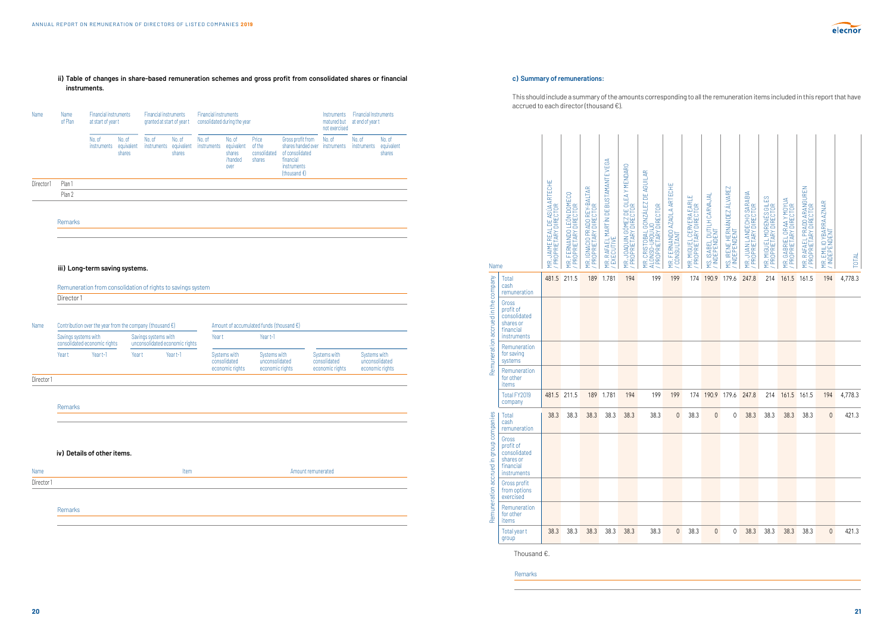#### ii) Table of changes in share-based remuneration schemes and gross profit from consolidated shares or financial instruments.

| Name | Name of Plan | Financial instruments at start of year t | | Financial instruments granted at start of year t | | Financial instruments consolidated during the year | | | | Instruments matured but not exercised | Financial Instruments at end of year t | |
|---|---|---|---|---|---|---|---|---|---|---|---|---|
| | | No. of instruments | No. of equivalent shares | No. of instruments | No. of equivalent shares | No. of instruments | No. of equivalent shares /handed over | Price of the consolidated shares | Gross profit from shares handed over of consolidated financial instruments (thousand €) | No. of instruments | No. of instruments | No. of equivalent shares |
| Director1 | Plan 1 | | | | | | | | | | | |
| | Plan 2 | | | | | | | | | | | |

Remarks

#### iii) Long-term saving systems.

| Remuneration from consolidation of rights to savings system |
|---|
| Director 1 |

| Name | Contribution over the year from the company (thousand €) | | | | Amount of accumulated funds (thousand €) | | | |
|---|---|---|---|---|---|---|---|---|
| | Savings systems with consolidated economic rights | | Savings systems with unconsolidated economic rights | | Year t | | Year t-1 | |
| | Year t | Year t-1 | Year t | Year t-1 | Systems with consolidated economic rights | Systems with unconsolidated economic rights | Systems with consolidated economic rights | Systems with unconsolidated economic rights |
| Director 1 | | | | | | | | |

Remarks

#### iv) Details of other items.

| Name | Item | Amount remunerated |
|---|---|---|
| Director 1 | | |

Remarks

#### c) Summary of remunerations:

This should include a summary of the amounts corresponding to all the remuneration items included in this report that have accrued to each director (thousand €).

| | Name | MR. JAIME REAL DE ASÚA ARTECHE / PROPRIETARY DIRECTOR | MR. FERNANDO LEÓN DOMECQ / PROPRIETARY DIRECTOR | MR. IGNACIO PRADO REY-BALTAR / PROPRIETARY DIRECTOR | MR. RAFAEL MARTÍN DE BUSTAMANTE VEGA / EXECUTIVE | MR. JOAQUÍN GÓMEZ DE OLEA Y MENDARO / PROPRIETARY DIRECTOR | MR. CRISTÓBAL GONZÁLEZ DE AGUILAR ALONSO-URQUIJO / PROPRIETARY DIRECTOR | MR. FERNANDO AZAOLA ARTECHE / CONSULTANT | MR. MIGUEL CERVERA EARLE / PROPRIETARY DIRECTOR | MS. ISABEL DUTILH CARVAJAL / INDEPENDENT | MS. IRENE HERNÁNDEZ ÁLVAREZ / INDEPENDENT | MR. JUAN LANDECHO SARABIA / PROPRIETARY DIRECTOR | MR. MIGUEL MORENÉS GILES / PROPRIETARY DIRECTOR | MR. GABRIEL ORAÁ Y MOYÚA / PROPRIETARY DIRECTOR | MR. RAFAEL PRADO ARANGUREN / PROPRIETARY DIRECTOR | MR. EMILIO YBARRA AZNAR / INDEPENDENT | TOTAL |
|---|---|---|---|---|---|---|---|---|---|---|---|---|---|---|---|---|---|
| Remuneration accrued in the company | Total cash remuneration | 481.5 | 211.5 | 189 | 1.781 | 194 | 199 | 199 | 174 | 190.9 | 179.6 | 247.8 | 214 | 161.5 | 161.5 | 194 | 4,778.3 |
| | Gross profit of consolidated shares or financial instruments | | | | | | | | | | | | | | | | |
| | Remuneration for saving systems | | | | | | | | | | | | | | | | |
| | Remuneration for other items | | | | | | | | | | | | | | | | |
| | Total FY2019 company | 481.5 | 211.5 | 189 | 1.781 | 194 | 199 | 199 | 174 | 190.9 | 179.6 | 247.8 | 214 | 161.5 | 161.5 | 194 | 4,778.3 |
| Remuneration accrued in group companies | Total cash remuneration | 38.3 | 38.3 | 38.3 | 38.3 | 38.3 | 38.3 | 0 | 38.3 | 0 | 0 | 38.3 | 38.3 | 38.3 | 38.3 | 0 | 421.3 |
| | Gross profit of consolidated shares or financial instruments | | | | | | | | | | | | | | | | |
| | Gross profit from options exercised | | | | | | | | | | | | | | | | |
| | Remuneration for other items | | | | | | | | | | | | | | | | |
| | Total year t group | 38.3 | 38.3 | 38.3 | 38.3 | 38.3 | 38.3 | 0 | 38.3 | 0 | 0 | 38.3 | 38.3 | 38.3 | 38.3 | 0 | 421.3 |

Thousand €.

Remarks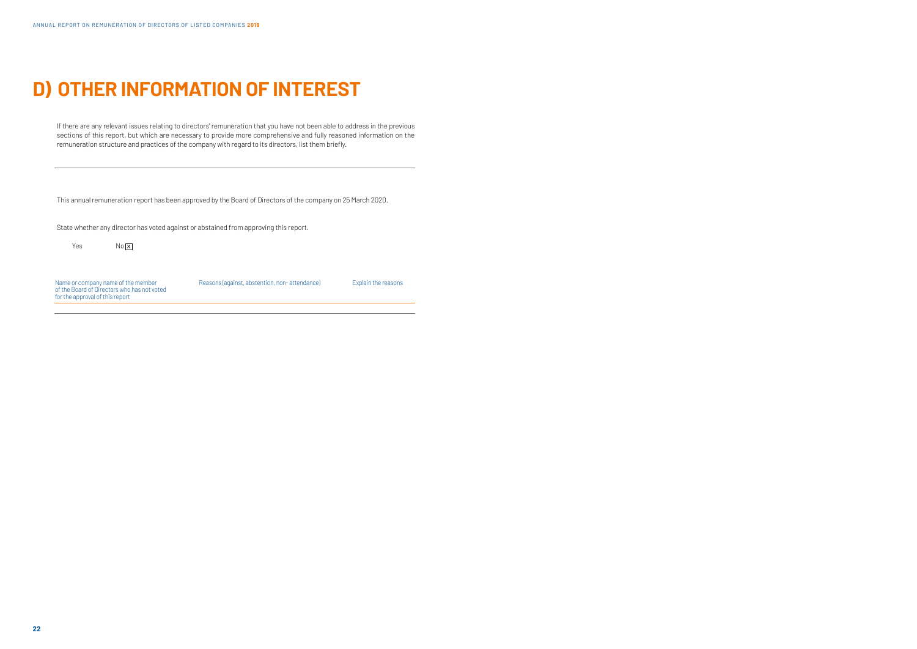# D) OTHER INFORMATION OF INTEREST

If there are any relevant issues relating to directors' remuneration that you have not been able to address in the previous sections of this report, but which are necessary to provide more comprehensive and fully reasoned information on the remuneration structure and practices of the company with regard to its directors, list them briefly.

---

This annual remuneration report has been approved by the Board of Directors of the company on 25 March 2020.

State whether any director has voted against or abstained from approving this report.

Yes ☐ No ☒

| Name or company name of the member of the Board of Directors who has not voted for the approval of this report | Reasons (against, abstention, non- attendance) | Explain the reasons |
|---|---|---|
| | | |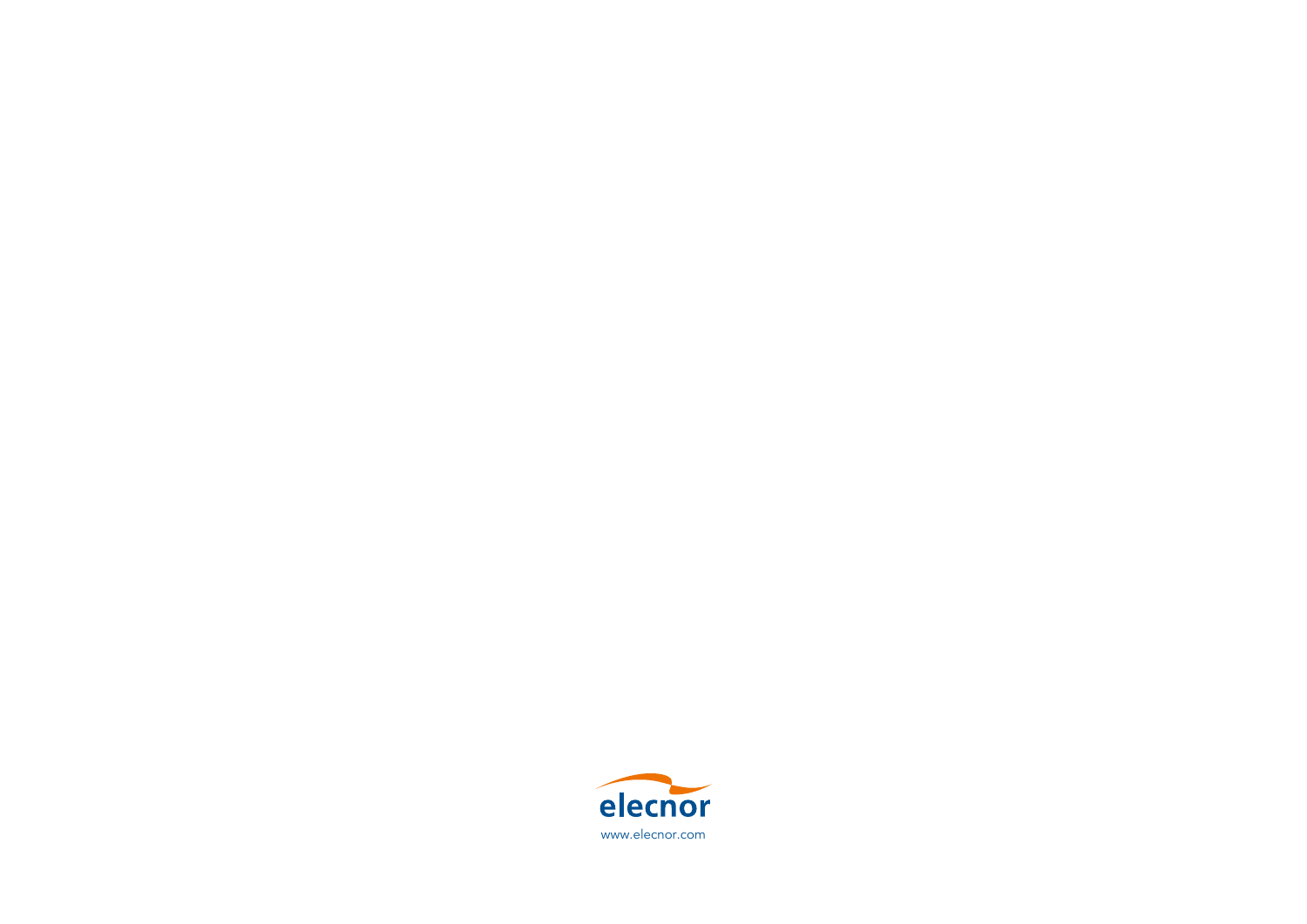elecnor

www.elecnor.com